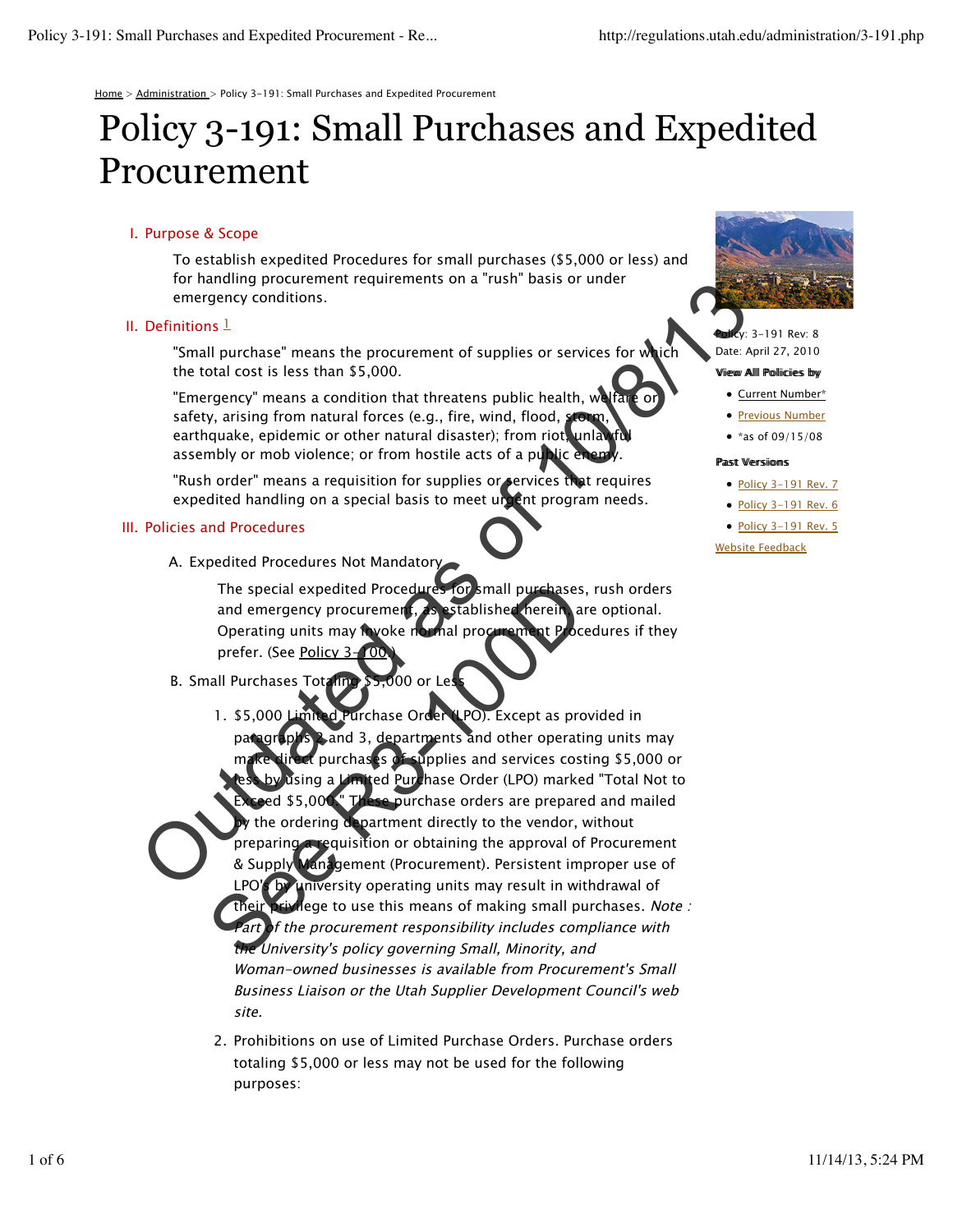Home > Administration > Policy 3-191: Small Purchases and Expedited Procurement

# Policy 3-191: Small Purchases and Expedited Procurement

Outdated as of 10/8/13
See R3-100D

Policy: 3-191 Rev: 8
Date: April 27, 2010

**View All Policies by**

- Current Number*
- Previous Number
- *as of 09/15/08

**Past Versions**

- Policy 3-191 Rev. 7
- Policy 3-191 Rev. 6
- Policy 3-191 Rev. 5

Website Feedback

## I. Purpose & Scope

To establish expedited Procedures for small purchases ($5,000 or less) and for handling procurement requirements on a "rush" basis or under emergency conditions.

## II. Definitions [1]

"Small purchase" means the procurement of supplies or services for which the total cost is less than $5,000.

"Emergency" means a condition that threatens public health, welfare or safety, arising from natural forces (e.g., fire, wind, flood, storm, earthquake, epidemic or other natural disaster); from riot, unlawful assembly or mob violence; or from hostile acts of a public enemy.

"Rush order" means a requisition for supplies or services that requires expedited handling on a special basis to meet urgent program needs.

## III. Policies and Procedures

A. Expedited Procedures Not Mandatory

The special expedited Procedures for small purchases, rush orders and emergency procurement, as established herein, are optional. Operating units may invoke normal procurement Procedures if they prefer. (See Policy 3-100.)

B. Small Purchases Totaling $5,000 or Less

1. $5,000 Limited Purchase Order (LPO). Except as provided in paragraphs 2 and 3, departments and other operating units may make direct purchases of supplies and services costing $5,000 or less by using a Limited Purchase Order (LPO) marked "Total Not to Exceed $5,000." These purchase orders are prepared and mailed by the ordering department directly to the vendor, without preparing a requisition or obtaining the approval of Procurement & Supply Management (Procurement). Persistent improper use of LPO's by university operating units may result in withdrawal of their privilege to use this means of making small purchases. *Note : Part of the procurement responsibility includes compliance with the University's policy governing Small, Minority, and Woman-owned businesses is available from Procurement's Small Business Liaison or the Utah Supplier Development Council's web site.*

2. Prohibitions on use of Limited Purchase Orders. Purchase orders totaling $5,000 or less may not be used for the following purposes: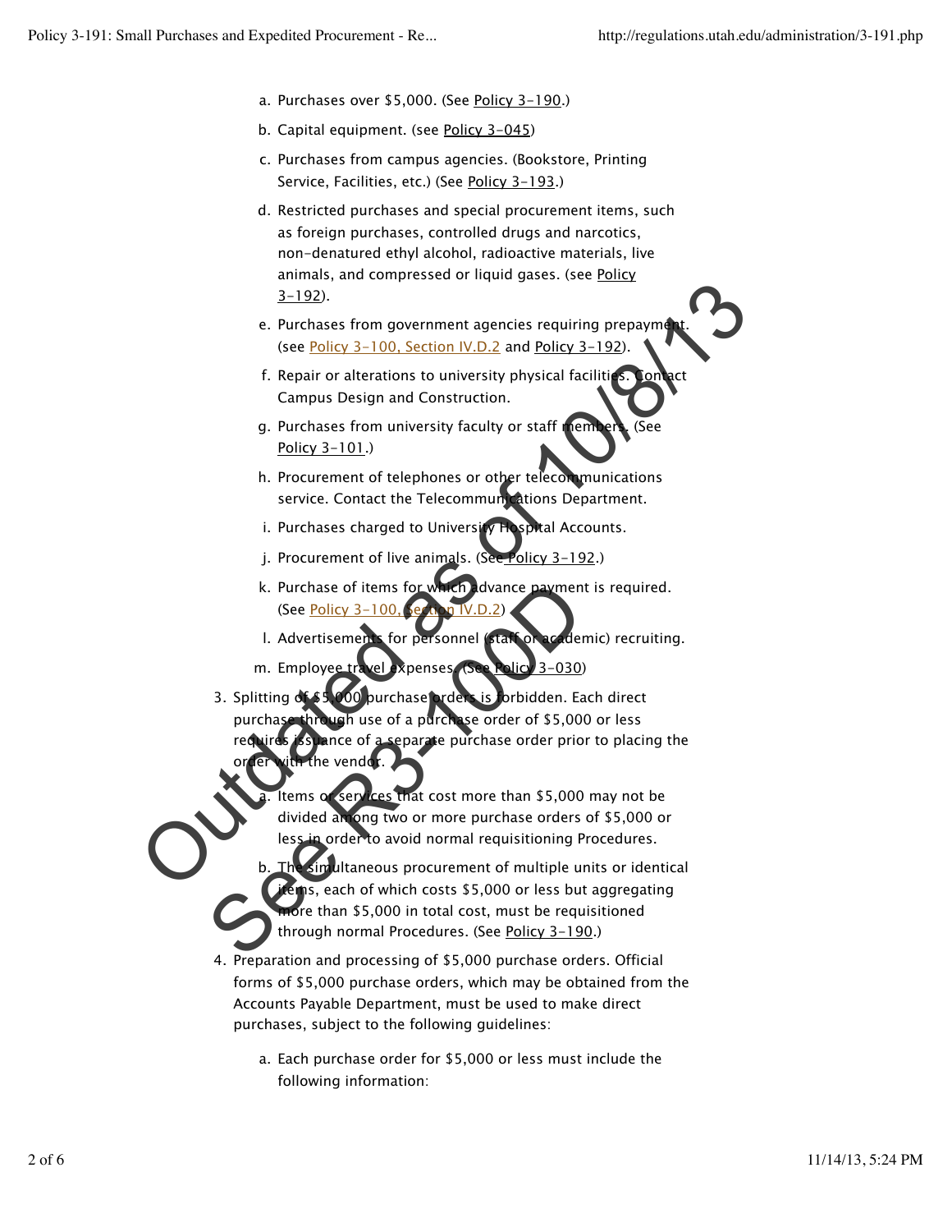a. Purchases over $5,000. (See Policy 3-190.)

b. Capital equipment. (see Policy 3-045)

c. Purchases from campus agencies. (Bookstore, Printing Service, Facilities, etc.) (See Policy 3-193.)

d. Restricted purchases and special procurement items, such as foreign purchases, controlled drugs and narcotics, non-denatured ethyl alcohol, radioactive materials, live animals, and compressed or liquid gases. (see Policy 3-192).

e. Purchases from government agencies requiring prepayment. (see Policy 3-100, Section IV.D.2 and Policy 3-192).

f. Repair or alterations to university physical facilities. Contact Campus Design and Construction.

g. Purchases from university faculty or staff members. (See Policy 3-101.)

h. Procurement of telephones or other telecommunications service. Contact the Telecommunications Department.

i. Purchases charged to University Hospital Accounts.

j. Procurement of live animals. (See Policy 3-192.)

k. Purchase of items for which advance payment is required. (See Policy 3-100, Section IV.D.2)

l. Advertisements for personnel (staff or academic) recruiting.

m. Employee travel expenses. (See Policy 3-030)

3. Splitting of $5,000 purchase orders is forbidden. Each direct purchase through use of a purchase order of $5,000 or less requires issuance of a separate purchase order prior to placing the order with the vendor.

   a. Items or services that cost more than $5,000 may not be divided among two or more purchase orders of $5,000 or less in order to avoid normal requisitioning Procedures.

   b. The simultaneous procurement of multiple units or identical items, each of which costs $5,000 or less but aggregating more than $5,000 in total cost, must be requisitioned through normal Procedures. (See Policy 3-190.)

4. Preparation and processing of $5,000 purchase orders. Official forms of $5,000 purchase orders, which may be obtained from the Accounts Payable Department, must be used to make direct purchases, subject to the following guidelines:

   a. Each purchase order for $5,000 or less must include the following information: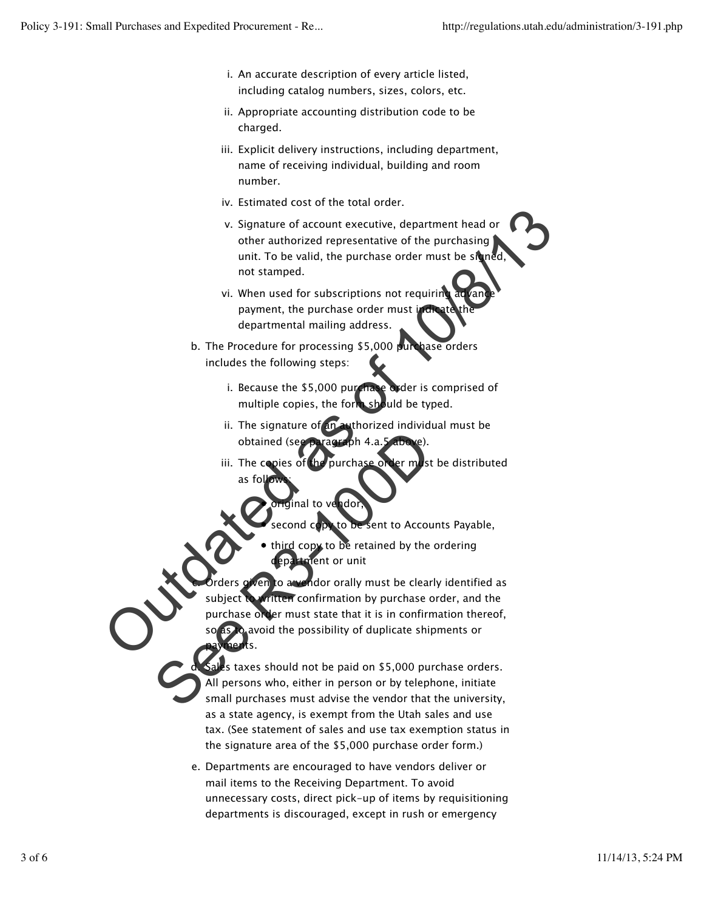i. An accurate description of every article listed, including catalog numbers, sizes, colors, etc.
ii. Appropriate accounting distribution code to be charged.
iii. Explicit delivery instructions, including department, name of receiving individual, building and room number.
iv. Estimated cost of the total order.
v. Signature of account executive, department head or other authorized representative of the purchasing unit. To be valid, the purchase order must be signed, not stamped.
vi. When used for subscriptions not requiring advance payment, the purchase order must indicate the departmental mailing address.

b. The Procedure for processing $5,000 purchase orders includes the following steps:

i. Because the $5,000 purchase order is comprised of multiple copies, the form should be typed.
ii. The signature of an authorized individual must be obtained (see paragraph 4.a.5 above).
iii. The copies of the purchase order must be distributed as follows:
- original to vendor,
- second copy to be sent to Accounts Payable,
- third copy to be retained by the ordering department or unit

c. Orders given to a vendor orally must be clearly identified as subject to written confirmation by purchase order, and the purchase order must state that it is in confirmation thereof, so as to avoid the possibility of duplicate shipments or payments.

d. Sales taxes should not be paid on $5,000 purchase orders. All persons who, either in person or by telephone, initiate small purchases must advise the vendor that the university, as a state agency, is exempt from the Utah sales and use tax. (See statement of sales and use tax exemption status in the signature area of the $5,000 purchase order form.)

e. Departments are encouraged to have vendors deliver or mail items to the Receiving Department. To avoid unnecessary costs, direct pick-up of items by requisitioning departments is discouraged, except in rush or emergency

Outdated as of 10/8/13
See R3-100D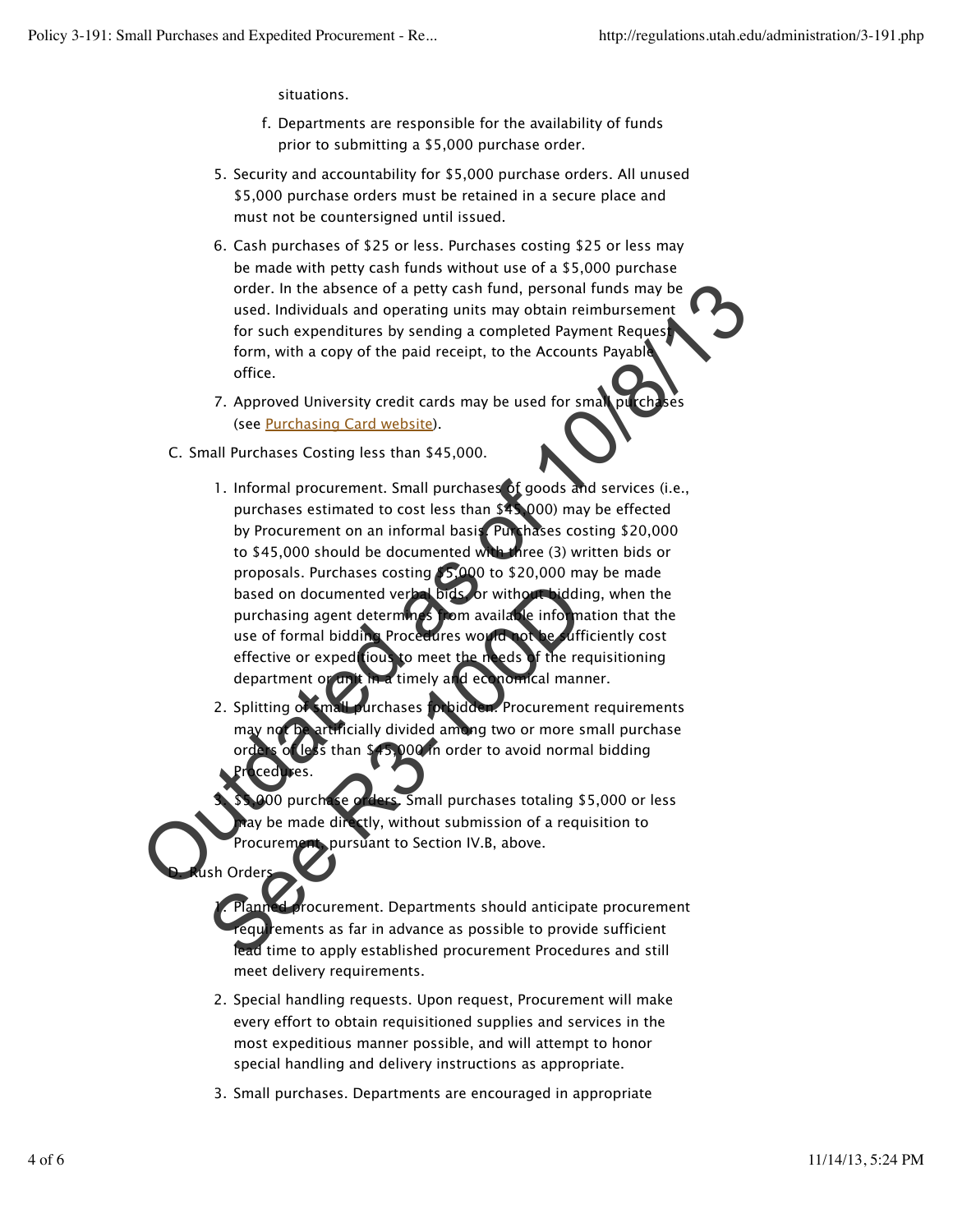situations.

f. Departments are responsible for the availability of funds prior to submitting a $5,000 purchase order.

5. Security and accountability for $5,000 purchase orders. All unused $5,000 purchase orders must be retained in a secure place and must not be countersigned until issued.

6. Cash purchases of $25 or less. Purchases costing $25 or less may be made with petty cash funds without use of a $5,000 purchase order. In the absence of a petty cash fund, personal funds may be used. Individuals and operating units may obtain reimbursement for such expenditures by sending a completed Payment Request form, with a copy of the paid receipt, to the Accounts Payable office.

7. Approved University credit cards may be used for small purchases (see Purchasing Card website).

C. Small Purchases Costing less than $45,000.

1. Informal procurement. Small purchases of goods and services (i.e., purchases estimated to cost less than $45,000) may be effected by Procurement on an informal basis. Purchases costing $20,000 to $45,000 should be documented with three (3) written bids or proposals. Purchases costing $5,000 to $20,000 may be made based on documented verbal bids, or without bidding, when the purchasing agent determines from available information that the use of formal bidding Procedures would not be sufficiently cost effective or expeditious to meet the needs of the requisitioning department or unit in a timely and economical manner.

2. Splitting of small purchases forbidden. Procurement requirements may not be artificially divided among two or more small purchase orders of less than $45,000 in order to avoid normal bidding Procedures.

3. $5,000 purchase orders. Small purchases totaling $5,000 or less may be made directly, without submission of a requisition to Procurement, pursuant to Section IV.B, above.

D. Rush Orders.

1. Planned procurement. Departments should anticipate procurement requirements as far in advance as possible to provide sufficient lead time to apply established procurement Procedures and still meet delivery requirements.

2. Special handling requests. Upon request, Procurement will make every effort to obtain requisitioned supplies and services in the most expeditious manner possible, and will attempt to honor special handling and delivery instructions as appropriate.

3. Small purchases. Departments are encouraged in appropriate

Outdated as of 10/8/13 See R3-100D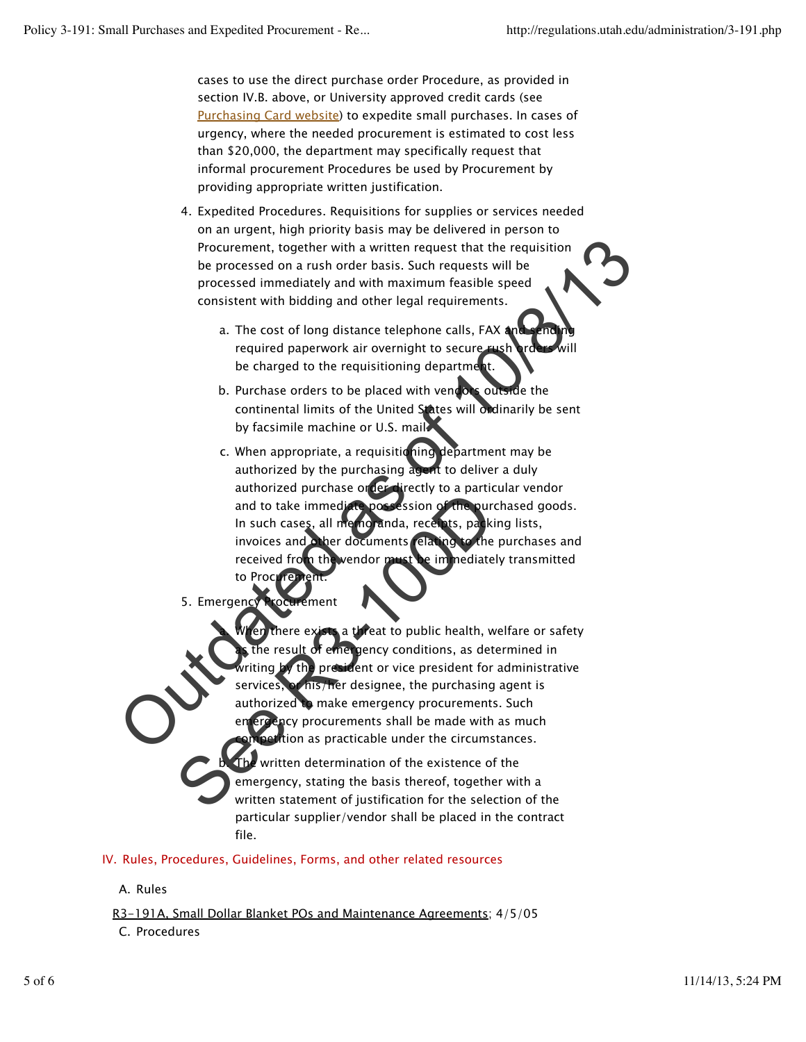cases to use the direct purchase order Procedure, as provided in section IV.B. above, or University approved credit cards (see Purchasing Card website) to expedite small purchases. In cases of urgency, where the needed procurement is estimated to cost less than $20,000, the department may specifically request that informal procurement Procedures be used by Procurement by providing appropriate written justification.

4. Expedited Procedures. Requisitions for supplies or services needed on an urgent, high priority basis may be delivered in person to Procurement, together with a written request that the requisition be processed on a rush order basis. Such requests will be processed immediately and with maximum feasible speed consistent with bidding and other legal requirements.
    a. The cost of long distance telephone calls, FAX and sending required paperwork air overnight to secure rush orders will be charged to the requisitioning department.
    b. Purchase orders to be placed with vendors outside the continental limits of the United States will ordinarily be sent by facsimile machine or U.S. mail.
    c. When appropriate, a requisitioning department may be authorized by the purchasing agent to deliver a duly authorized purchase order directly to a particular vendor and to take immediate possession of the purchased goods. In such cases, all memoranda, receipts, packing lists, invoices and other documents relating to the purchases and received from the vendor must be immediately transmitted to Procurement.
5. Emergency Procurement
    a. When there exists a threat to public health, welfare or safety as the result of emergency conditions, as determined in writing by the president or vice president for administrative services, or his/her designee, the purchasing agent is authorized to make emergency procurements. Such emergency procurements shall be made with as much competition as practicable under the circumstances.
    b. The written determination of the existence of the emergency, stating the basis thereof, together with a written statement of justification for the selection of the particular supplier/vendor shall be placed in the contract file.

## IV. Rules, Procedures, Guidelines, Forms, and other related resources

A. Rules

R3-191A, Small Dollar Blanket POs and Maintenance Agreements; 4/5/05

C. Procedures

Outdated as of 10/8/13
See R3-100D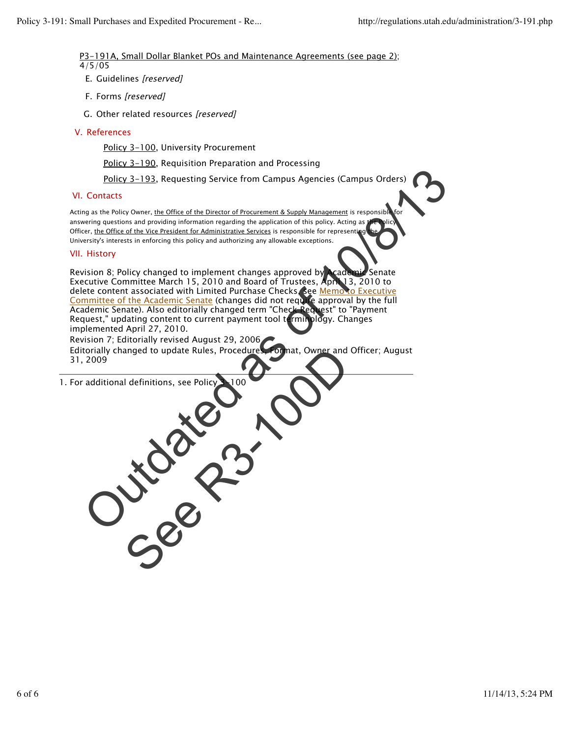P3-191A, Small Dollar Blanket POs and Maintenance Agreements (see page 2); 4/5/05

E. Guidelines *[reserved]*

F. Forms *[reserved]*

G. Other related resources *[reserved]*

## V. References

Policy 3-100, University Procurement

Policy 3-190, Requisition Preparation and Processing

Policy 3-193, Requesting Service from Campus Agencies (Campus Orders)

## VI. Contacts

Acting as the Policy Owner, the Office of the Director of Procurement & Supply Management is responsible for answering questions and providing information regarding the application of this policy. Acting as the Policy Officer, the Office of the Vice President for Administrative Services is responsible for representing the University's interests in enforcing this policy and authorizing any allowable exceptions.

## VII. History

Revision 8; Policy changed to implement changes approved by Academic Senate Executive Committee March 15, 2010 and Board of Trustees, April 13, 2010 to delete content associated with Limited Purchase Checks, see Memo to Executive Committee of the Academic Senate (changes did not require approval by the full Academic Senate). Also editorially changed term "Check Request" to "Payment Request," updating content to current payment tool terminology. Changes implemented April 27, 2010.

Revision 7; Editorially revised August 29, 2006

Editorially changed to update Rules, Procedures, Format, Owner and Officer; August 31, 2009

---

1. For additional definitions, see Policy 3-100

Outdated as of 10/8/13
See R3-100D